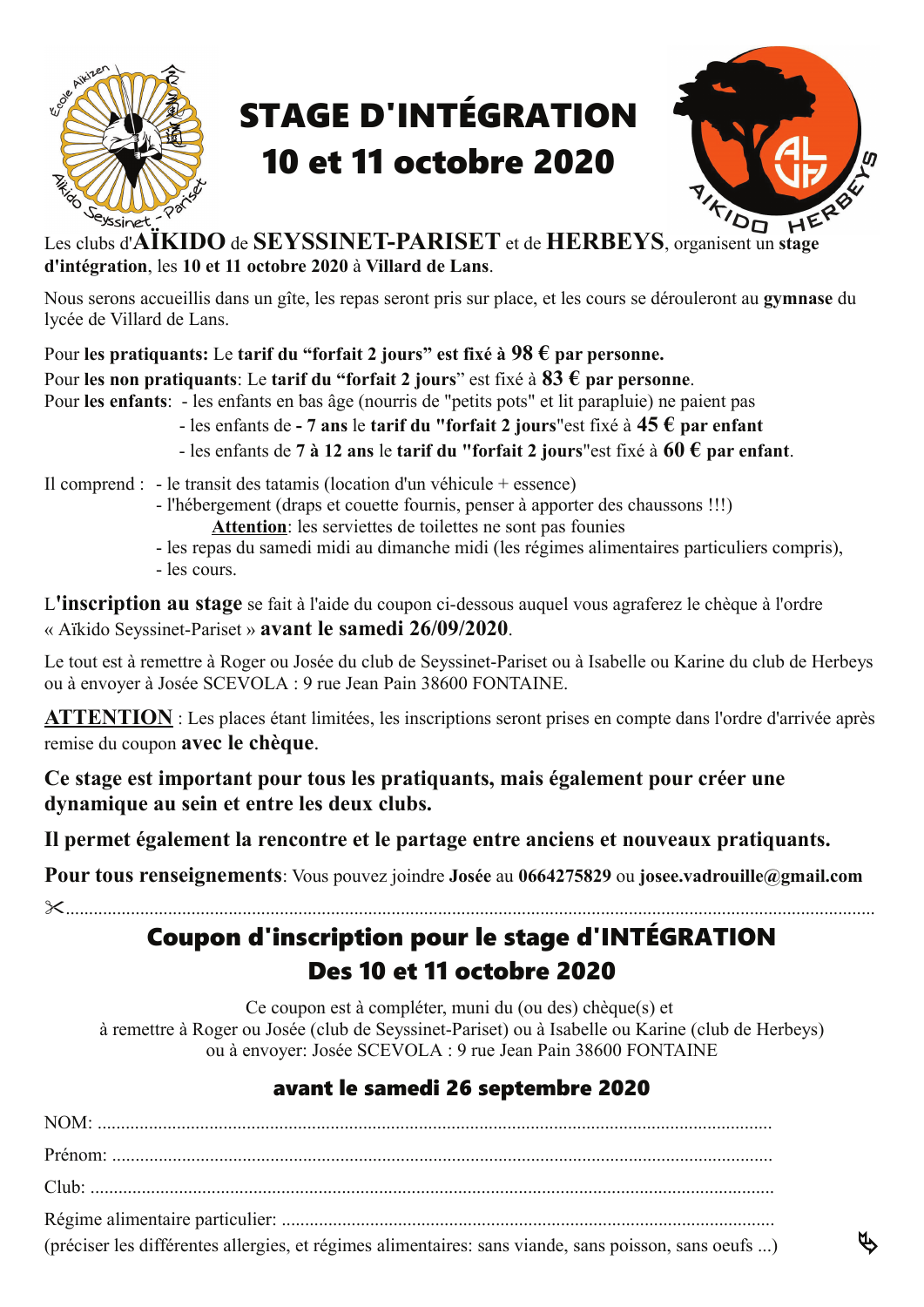# STAGE D'INTÉGRATION
# 10 et 11 octobre 2020

Les clubs d'**AÏKIDO** de **SEYSSINET-PARISET** et de **HERBEYS**, organisent un **stage d'intégration**, les **10 et 11 octobre 2020** à **Villard de Lans**.

Nous serons accueillis dans un gîte, les repas seront pris sur place, et les cours se dérouleront au **gymnase** du lycée de Villard de Lans.

Pour **les pratiquants:** Le **tarif du "forfait 2 jours" est fixé à 98 € par personne.**
Pour **les non pratiquants**: Le **tarif du "forfait 2 jours**" est fixé à **83 € par personne**.
Pour **les enfants**:
- les enfants en bas âge (nourris de "petits pots" et lit parapluie) ne paient pas
- les enfants de **- 7 ans** le **tarif du "forfait 2 jours**"est fixé à **45 € par enfant**
- les enfants de **7 à 12 ans** le **tarif du "forfait 2 jours**"est fixé à **60 € par enfant**.

Il comprend :
- le transit des tatamis (location d'un véhicule + essence)
- l'hébergement (draps et couette fournis, penser à apporter des chaussons !!!)
  **Attention**: les serviettes de toilettes ne sont pas founies
- les repas du samedi midi au dimanche midi (les régimes alimentaires particuliers compris),
- les cours.

L'**inscription au stage** se fait à l'aide du coupon ci-dessous auquel vous agraferez le chèque à l'ordre « Aïkido Seyssinet-Pariset » **avant le samedi 26/09/2020**.

Le tout est à remettre à Roger ou Josée du club de Seyssinet-Pariset ou à Isabelle ou Karine du club de Herbeys ou à envoyer à Josée SCEVOLA : 9 rue Jean Pain 38600 FONTAINE.

**ATTENTION** : Les places étant limitées, les inscriptions seront prises en compte dans l'ordre d'arrivée après remise du coupon **avec le chèque**.

**Ce stage est important pour tous les pratiquants, mais également pour créer une dynamique au sein et entre les deux clubs.**

**Il permet également la rencontre et le partage entre anciens et nouveaux pratiquants.**

**Pour tous renseignements**: Vous pouvez joindre **Josée** au **0664275829** ou **josee.vadrouille@gmail.com**

✂.......................................................................................................................................

## Coupon d'inscription pour le stage d'INTÉGRATION
## Des 10 et 11 octobre 2020

Ce coupon est à compléter, muni du (ou des) chèque(s) et
à remettre à Roger ou Josée (club de Seyssinet-Pariset) ou à Isabelle ou Karine (club de Herbeys)
ou à envoyer: Josée SCEVOLA : 9 rue Jean Pain 38600 FONTAINE

### avant le samedi 26 septembre 2020

NOM: ..........................................................................................................................

Prénom: ......................................................................................................................

Club: ...........................................................................................................................

Régime alimentaire particulier: ...................................................................................
(préciser les différentes allergies, et régimes alimentaires: sans viande, sans poisson, sans oeufs ...)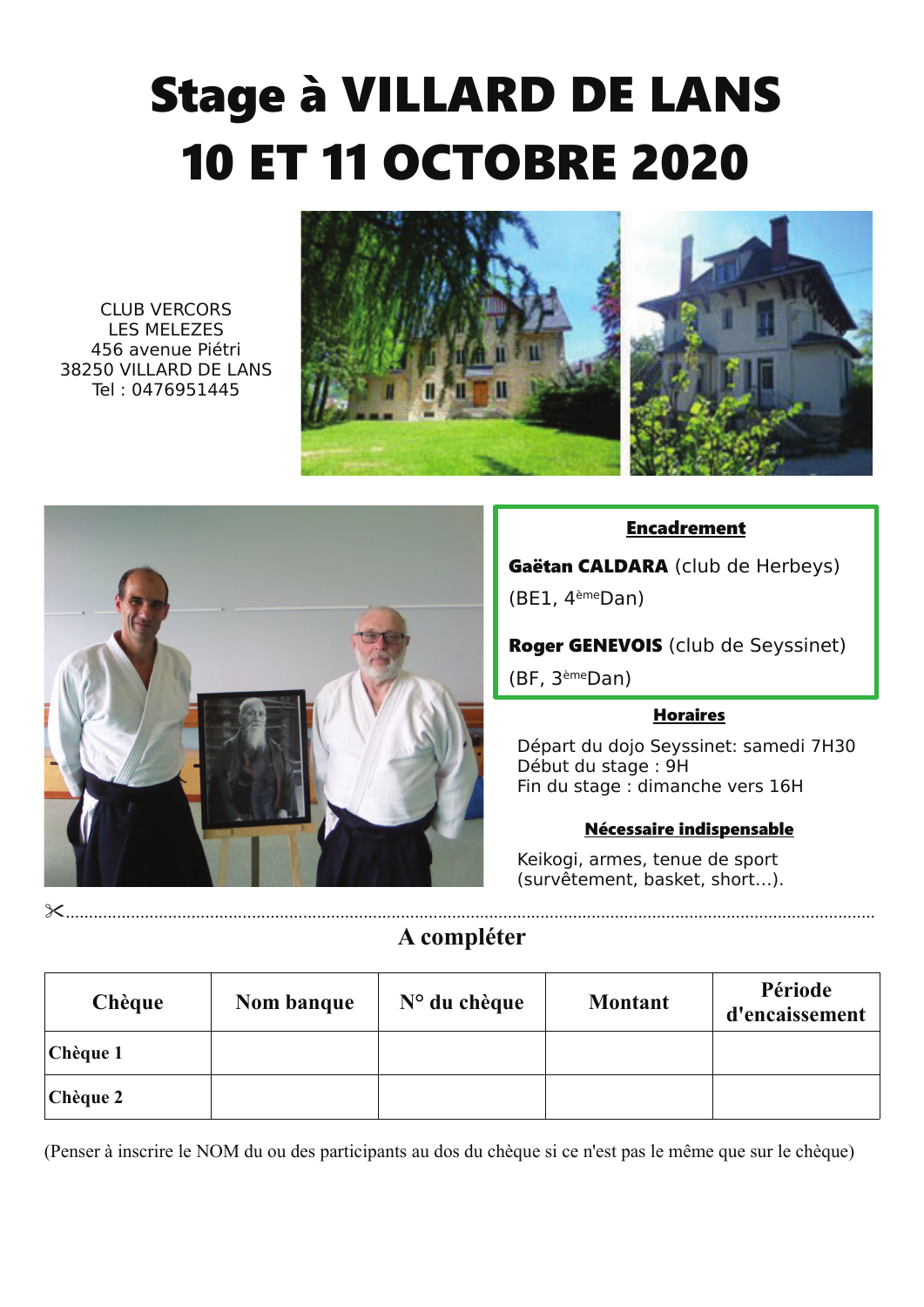# Stage à VILLARD DE LANS
# 10 ET 11 OCTOBRE 2020

CLUB VERCORS
LES MELEZES
456 avenue Piétri
38250 VILLARD DE LANS
Tel : 0476951445

**Encadrement**

**Gaëtan CALDARA** (club de Herbeys)
(BE1, 4ème Dan)

**Roger GENEVOIS** (club de Seyssinet)
(BF, 3ème Dan)

**Horaires**

Départ du dojo Seyssinet: samedi 7H30
Début du stage : 9H
Fin du stage : dimanche vers 16H

**Nécessaire indispensable**

Keikogi, armes, tenue de sport (survêtement, basket, short…).

---

## A compléter

| Chèque | Nom banque | N° du chèque | Montant | Période d'encaissement |
|---|---|---|---|---|
| Chèque 1 | | | | |
| Chèque 2 | | | | |

(Penser à inscrire le NOM du ou des participants au dos du chèque si ce n'est pas le même que sur le chèque)